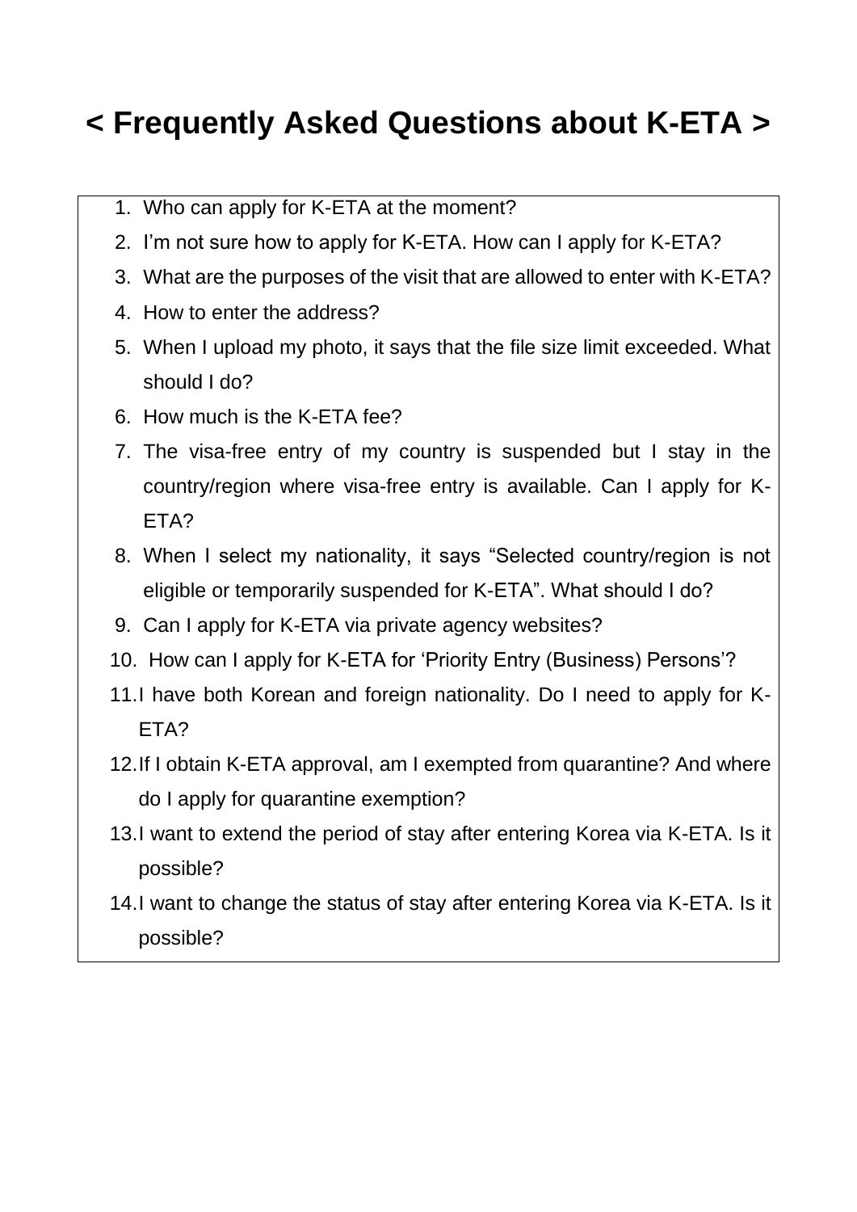# < Frequently Asked Questions about K-ETA >

1. Who can apply for K-ETA at the moment?
2. I'm not sure how to apply for K-ETA. How can I apply for K-ETA?
3. What are the purposes of the visit that are allowed to enter with K-ETA?
4. How to enter the address?
5. When I upload my photo, it says that the file size limit exceeded. What should I do?
6. How much is the K-ETA fee?
7. The visa-free entry of my country is suspended but I stay in the country/region where visa-free entry is available. Can I apply for K-ETA?
8. When I select my nationality, it says "Selected country/region is not eligible or temporarily suspended for K-ETA". What should I do?
9. Can I apply for K-ETA via private agency websites?
10. How can I apply for K-ETA for 'Priority Entry (Business) Persons'?
11. I have both Korean and foreign nationality. Do I need to apply for K-ETA?
12. If I obtain K-ETA approval, am I exempted from quarantine? And where do I apply for quarantine exemption?
13. I want to extend the period of stay after entering Korea via K-ETA. Is it possible?
14. I want to change the status of stay after entering Korea via K-ETA. Is it possible?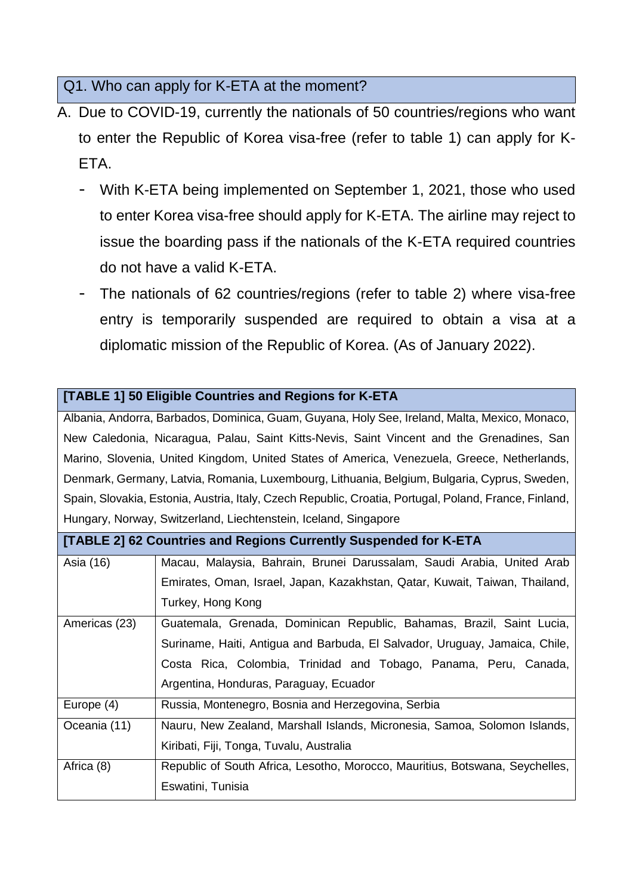### Q1. Who can apply for K-ETA at the moment?

A. Due to COVID-19, currently the nationals of 50 countries/regions who want to enter the Republic of Korea visa-free (refer to table 1) can apply for K-ETA.

- With K-ETA being implemented on September 1, 2021, those who used to enter Korea visa-free should apply for K-ETA. The airline may reject to issue the boarding pass if the nationals of the K-ETA required countries do not have a valid K-ETA.
- The nationals of 62 countries/regions (refer to table 2) where visa-free entry is temporarily suspended are required to obtain a visa at a diplomatic mission of the Republic of Korea. (As of January 2022).

| **[TABLE 1] 50 Eligible Countries and Regions for K-ETA** |
|---|
| Albania, Andorra, Barbados, Dominica, Guam, Guyana, Holy See, Ireland, Malta, Mexico, Monaco, New Caledonia, Nicaragua, Palau, Saint Kitts-Nevis, Saint Vincent and the Grenadines, San Marino, Slovenia, United Kingdom, United States of America, Venezuela, Greece, Netherlands, Denmark, Germany, Latvia, Romania, Luxembourg, Lithuania, Belgium, Bulgaria, Cyprus, Sweden, Spain, Slovakia, Estonia, Austria, Italy, Czech Republic, Croatia, Portugal, Poland, France, Finland, Hungary, Norway, Switzerland, Liechtenstein, Iceland, Singapore |

| **[TABLE 2] 62 Countries and Regions Currently Suspended for K-ETA** | |
|---|---|
| Asia (16) | Macau, Malaysia, Bahrain, Brunei Darussalam, Saudi Arabia, United Arab Emirates, Oman, Israel, Japan, Kazakhstan, Qatar, Kuwait, Taiwan, Thailand, Turkey, Hong Kong |
| Americas (23) | Guatemala, Grenada, Dominican Republic, Bahamas, Brazil, Saint Lucia, Suriname, Haiti, Antigua and Barbuda, El Salvador, Uruguay, Jamaica, Chile, Costa Rica, Colombia, Trinidad and Tobago, Panama, Peru, Canada, Argentina, Honduras, Paraguay, Ecuador |
| Europe (4) | Russia, Montenegro, Bosnia and Herzegovina, Serbia |
| Oceania (11) | Nauru, New Zealand, Marshall Islands, Micronesia, Samoa, Solomon Islands, Kiribati, Fiji, Tonga, Tuvalu, Australia |
| Africa (8) | Republic of South Africa, Lesotho, Morocco, Mauritius, Botswana, Seychelles, Eswatini, Tunisia |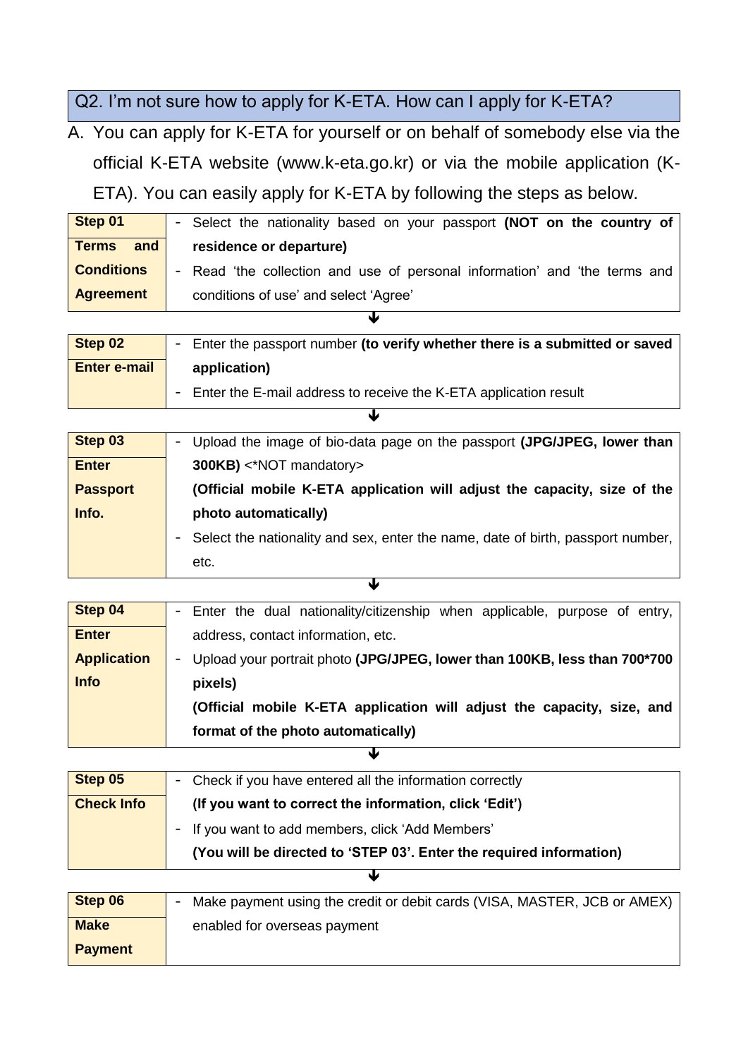## Q2. I'm not sure how to apply for K-ETA. How can I apply for K-ETA?

A. You can apply for K-ETA for yourself or on behalf of somebody else via the official K-ETA website (www.k-eta.go.kr) or via the mobile application (K-ETA). You can easily apply for K-ETA by following the steps as below.

| Step | Details |
|---|---|
| **Step 01**<br>**Terms and Conditions Agreement** | - Select the nationality based on your passport **(NOT on the country of residence or departure)**<br>- Read 'the collection and use of personal information' and 'the terms and conditions of use' and select 'Agree' |

↓

| Step | Details |
|---|---|
| **Step 02**<br>**Enter e-mail** | - Enter the passport number **(to verify whether there is a submitted or saved application)**<br>- Enter the E-mail address to receive the K-ETA application result |

↓

| Step | Details |
|---|---|
| **Step 03**<br>**Enter Passport Info.** | - Upload the image of bio-data page on the passport **(JPG/JPEG, lower than 300KB)** <*NOT mandatory><br>**(Official mobile K-ETA application will adjust the capacity, size of the photo automatically)**<br>- Select the nationality and sex, enter the name, date of birth, passport number, etc. |

↓

| Step | Details |
|---|---|
| **Step 04**<br>**Enter Application Info** | - Enter the dual nationality/citizenship when applicable, purpose of entry, address, contact information, etc.<br>- Upload your portrait photo **(JPG/JPEG, lower than 100KB, less than 700*700 pixels)**<br>**(Official mobile K-ETA application will adjust the capacity, size, and format of the photo automatically)** |

↓

| Step | Details |
|---|---|
| **Step 05**<br>**Check Info** | - Check if you have entered all the information correctly<br>**(If you want to correct the information, click 'Edit')**<br>- If you want to add members, click 'Add Members'<br>**(You will be directed to 'STEP 03'. Enter the required information)** |

↓

| Step | Details |
|---|---|
| **Step 06**<br>**Make Payment** | - Make payment using the credit or debit cards (VISA, MASTER, JCB or AMEX) enabled for overseas payment |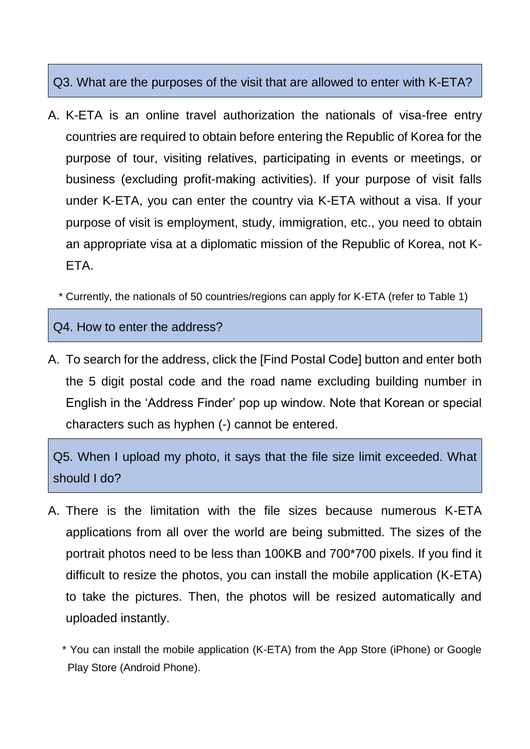## Q3. What are the purposes of the visit that are allowed to enter with K-ETA?

A. K-ETA is an online travel authorization the nationals of visa-free entry countries are required to obtain before entering the Republic of Korea for the purpose of tour, visiting relatives, participating in events or meetings, or business (excluding profit-making activities). If your purpose of visit falls under K-ETA, you can enter the country via K-ETA without a visa. If your purpose of visit is employment, study, immigration, etc., you need to obtain an appropriate visa at a diplomatic mission of the Republic of Korea, not K-ETA.

\* Currently, the nationals of 50 countries/regions can apply for K-ETA (refer to Table 1)

## Q4. How to enter the address?

A. To search for the address, click the [Find Postal Code] button and enter both the 5 digit postal code and the road name excluding building number in English in the 'Address Finder' pop up window. Note that Korean or special characters such as hyphen (-) cannot be entered.

## Q5. When I upload my photo, it says that the file size limit exceeded. What should I do?

A. There is the limitation with the file sizes because numerous K-ETA applications from all over the world are being submitted. The sizes of the portrait photos need to be less than 100KB and 700*700 pixels. If you find it difficult to resize the photos, you can install the mobile application (K-ETA) to take the pictures. Then, the photos will be resized automatically and uploaded instantly.

\* You can install the mobile application (K-ETA) from the App Store (iPhone) or Google Play Store (Android Phone).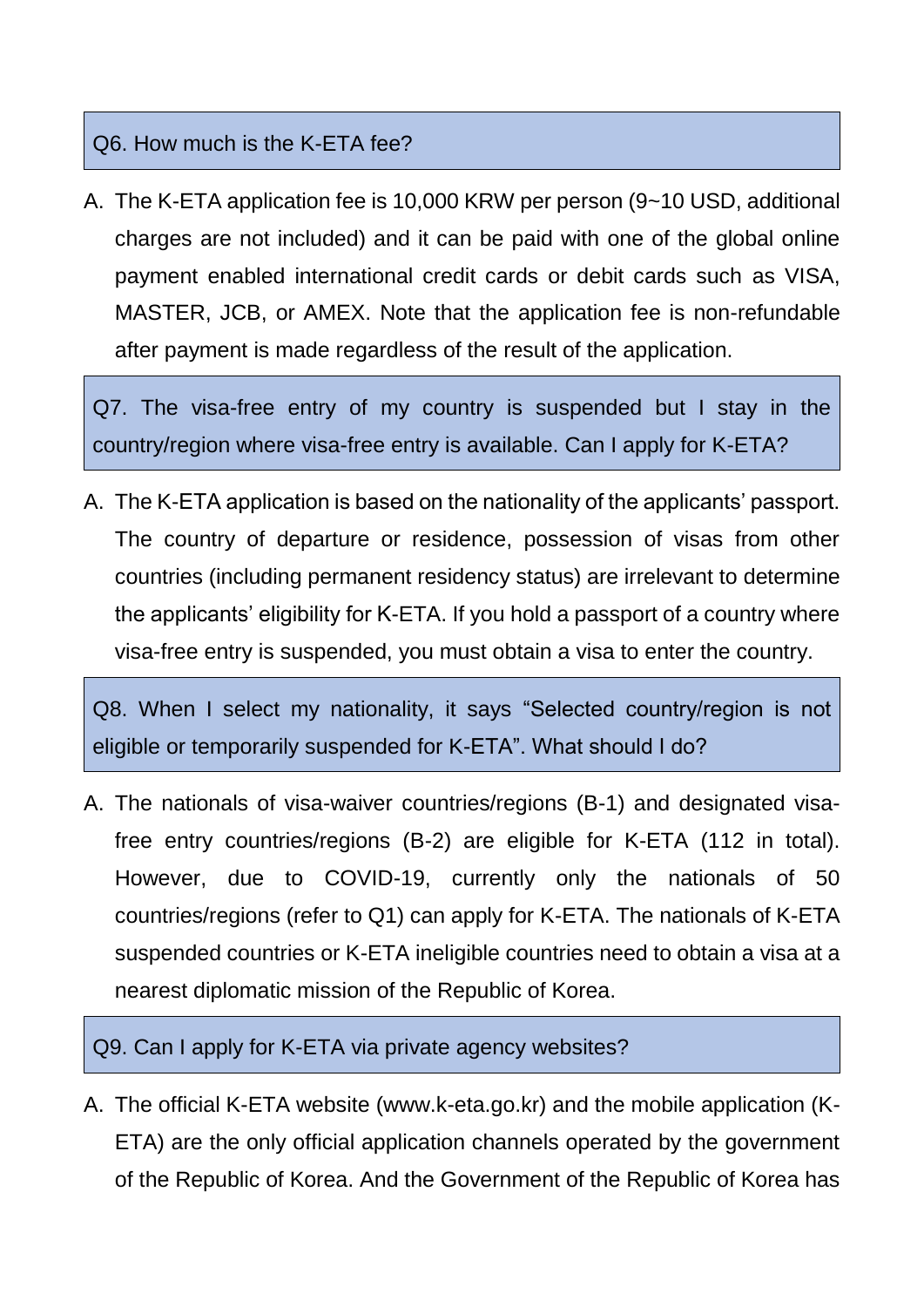### Q6. How much is the K-ETA fee?

A. The K-ETA application fee is 10,000 KRW per person (9~10 USD, additional charges are not included) and it can be paid with one of the global online payment enabled international credit cards or debit cards such as VISA, MASTER, JCB, or AMEX. Note that the application fee is non-refundable after payment is made regardless of the result of the application.

### Q7. The visa-free entry of my country is suspended but I stay in the country/region where visa-free entry is available. Can I apply for K-ETA?

A. The K-ETA application is based on the nationality of the applicants' passport. The country of departure or residence, possession of visas from other countries (including permanent residency status) are irrelevant to determine the applicants' eligibility for K-ETA. If you hold a passport of a country where visa-free entry is suspended, you must obtain a visa to enter the country.

### Q8. When I select my nationality, it says "Selected country/region is not eligible or temporarily suspended for K-ETA". What should I do?

A. The nationals of visa-waiver countries/regions (B-1) and designated visa-free entry countries/regions (B-2) are eligible for K-ETA (112 in total). However, due to COVID-19, currently only the nationals of 50 countries/regions (refer to Q1) can apply for K-ETA. The nationals of K-ETA suspended countries or K-ETA ineligible countries need to obtain a visa at a nearest diplomatic mission of the Republic of Korea.

### Q9. Can I apply for K-ETA via private agency websites?

A. The official K-ETA website (www.k-eta.go.kr) and the mobile application (K-ETA) are the only official application channels operated by the government of the Republic of Korea. And the Government of the Republic of Korea has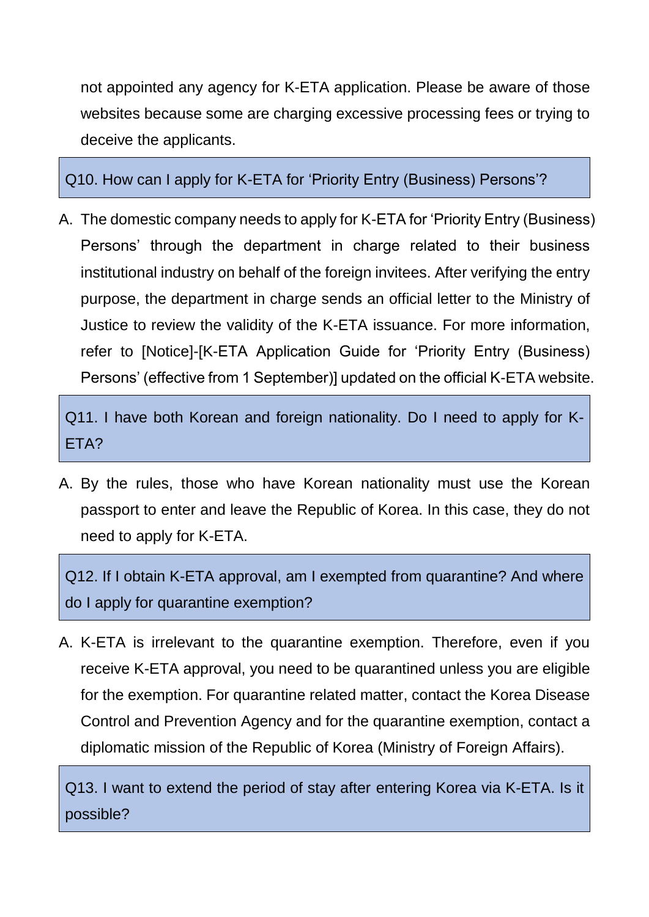not appointed any agency for K-ETA application. Please be aware of those websites because some are charging excessive processing fees or trying to deceive the applicants.

**Q10. How can I apply for K-ETA for 'Priority Entry (Business) Persons'?**

A. The domestic company needs to apply for K-ETA for 'Priority Entry (Business) Persons' through the department in charge related to their business institutional industry on behalf of the foreign invitees. After verifying the entry purpose, the department in charge sends an official letter to the Ministry of Justice to review the validity of the K-ETA issuance. For more information, refer to [Notice]-[K-ETA Application Guide for 'Priority Entry (Business) Persons' (effective from 1 September)] updated on the official K-ETA website.

**Q11. I have both Korean and foreign nationality. Do I need to apply for K-ETA?**

A. By the rules, those who have Korean nationality must use the Korean passport to enter and leave the Republic of Korea. In this case, they do not need to apply for K-ETA.

**Q12. If I obtain K-ETA approval, am I exempted from quarantine? And where do I apply for quarantine exemption?**

A. K-ETA is irrelevant to the quarantine exemption. Therefore, even if you receive K-ETA approval, you need to be quarantined unless you are eligible for the exemption. For quarantine related matter, contact the Korea Disease Control and Prevention Agency and for the quarantine exemption, contact a diplomatic mission of the Republic of Korea (Ministry of Foreign Affairs).

**Q13. I want to extend the period of stay after entering Korea via K-ETA. Is it possible?**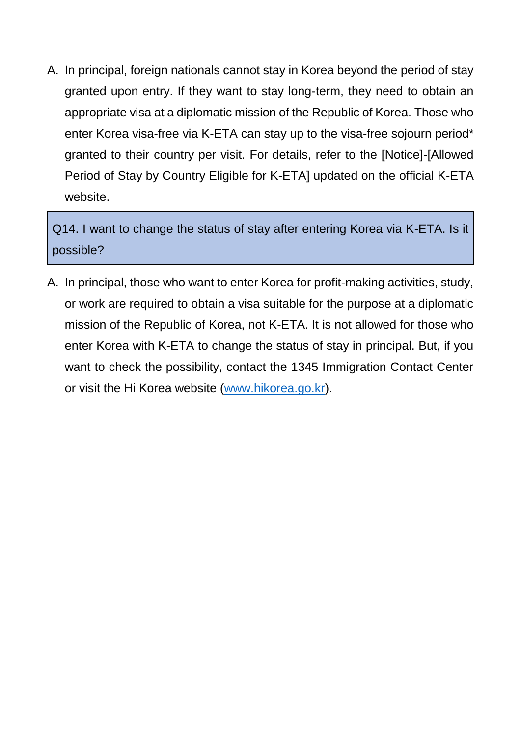A. In principal, foreign nationals cannot stay in Korea beyond the period of stay granted upon entry. If they want to stay long-term, they need to obtain an appropriate visa at a diplomatic mission of the Republic of Korea. Those who enter Korea visa-free via K-ETA can stay up to the visa-free sojourn period* granted to their country per visit. For details, refer to the [Notice]-[Allowed Period of Stay by Country Eligible for K-ETA] updated on the official K-ETA website.

**Q14. I want to change the status of stay after entering Korea via K-ETA. Is it possible?**

A. In principal, those who want to enter Korea for profit-making activities, study, or work are required to obtain a visa suitable for the purpose at a diplomatic mission of the Republic of Korea, not K-ETA. It is not allowed for those who enter Korea with K-ETA to change the status of stay in principal. But, if you want to check the possibility, contact the 1345 Immigration Contact Center or visit the Hi Korea website ([www.hikorea.go.kr](http://www.hikorea.go.kr)).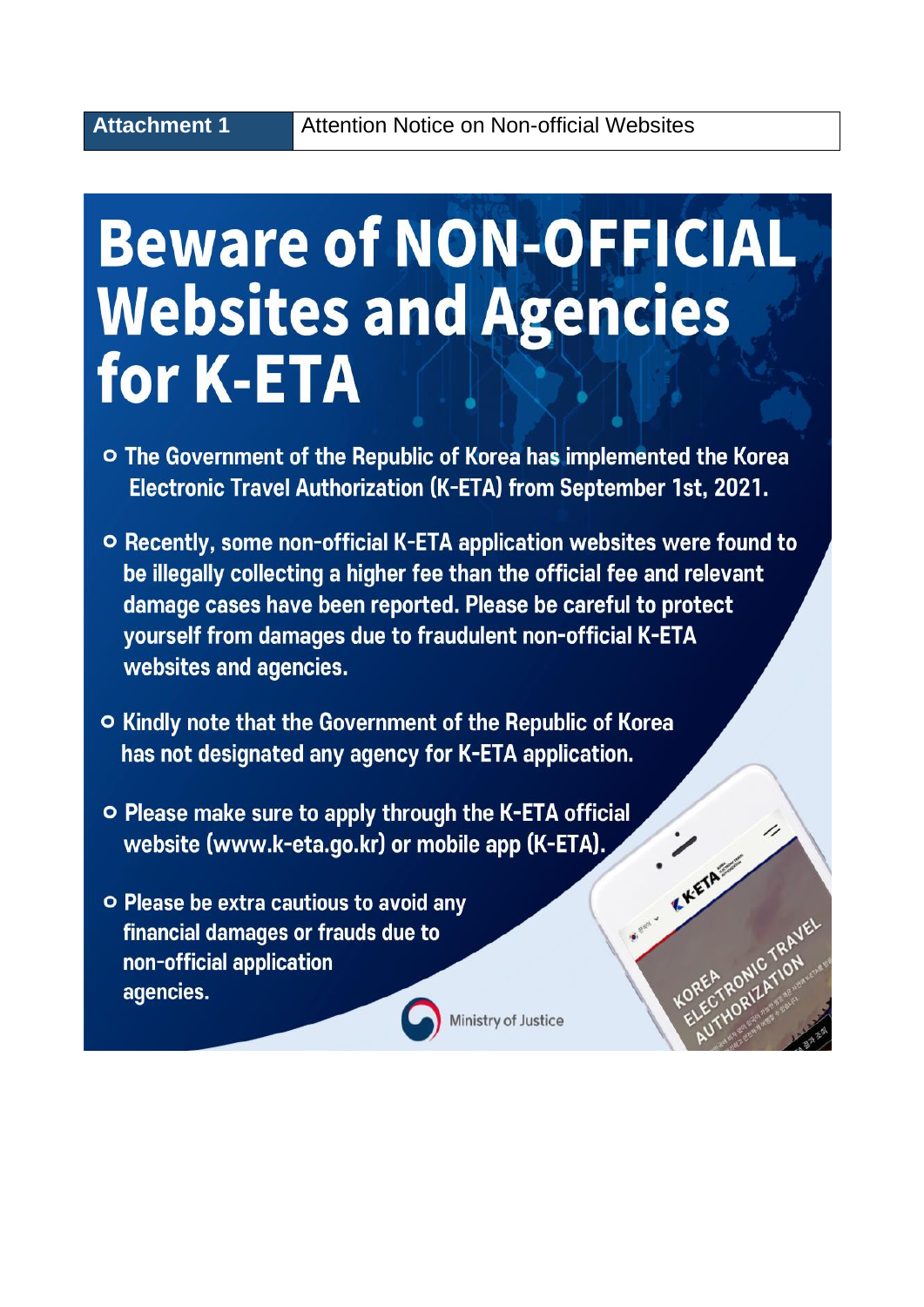| Attachment 1 | Attention Notice on Non-official Websites |
| --- | --- |

# Beware of NON-OFFICIAL Websites and Agencies for K-ETA

- The Government of the Republic of Korea has implemented the Korea Electronic Travel Authorization (K-ETA) from September 1st, 2021.
- Recently, some non-official K-ETA application websites were found to be illegally collecting a higher fee than the official fee and relevant damage cases have been reported. Please be careful to protect yourself from damages due to fraudulent non-official K-ETA websites and agencies.
- Kindly note that the Government of the Republic of Korea has not designated any agency for K-ETA application.
- Please make sure to apply through the K-ETA official website (www.k-eta.go.kr) or mobile app (K-ETA).
- Please be extra cautious to avoid any financial damages or frauds due to non-official application agencies.

Ministry of Justice